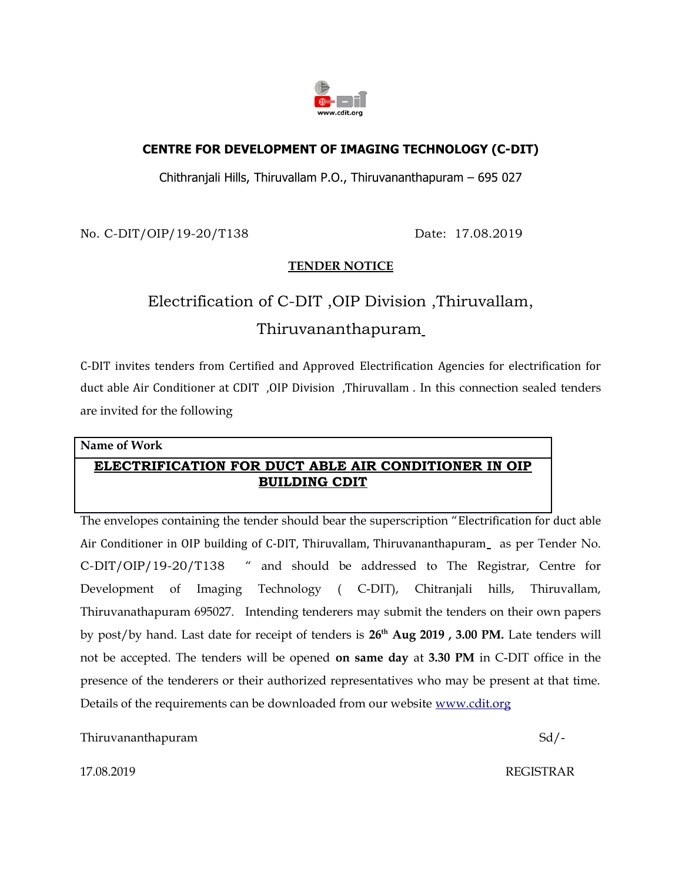# CENTRE FOR DEVELOPMENT OF IMAGING TECHNOLOGY (C-DIT)

Chithranjali Hills, Thiruvallam P.O., Thiruvananthapuram – 695 027

No. C-DIT/OIP/19-20/T138 Date: 17.08.2019

## TENDER NOTICE

## Electrification of C-DIT ,OIP Division ,Thiruvallam, Thiruvananthapuram

C-DIT invites tenders from Certified and Approved Electrification Agencies for electrification for duct able Air Conditioner at CDIT ,OIP Division ,Thiruvallam . In this connection sealed tenders are invited for the following

| Name of Work |
| --- |
| **ELECTRIFICATION FOR DUCT ABLE AIR CONDITIONER IN OIP BUILDING CDIT** |

The envelopes containing the tender should bear the superscription "Electrification for duct able Air Conditioner in OIP building of C-DIT, Thiruvallam, Thiruvananthapuram as per Tender No. C-DIT/OIP/19-20/T138 " and should be addressed to The Registrar, Centre for Development of Imaging Technology ( C-DIT), Chitranjali hills, Thiruvallam, Thiruvanathapuram 695027. Intending tenderers may submit the tenders on their own papers by post/by hand. Last date for receipt of tenders is **26th Aug 2019 , 3.00 PM.** Late tenders will not be accepted. The tenders will be opened **on same day** at **3.30 PM** in C-DIT office in the presence of the tenderers or their authorized representatives who may be present at that time. Details of the requirements can be downloaded from our website www.cdit.org

Thiruvananthapuram Sd/-

17.08.2019 REGISTRAR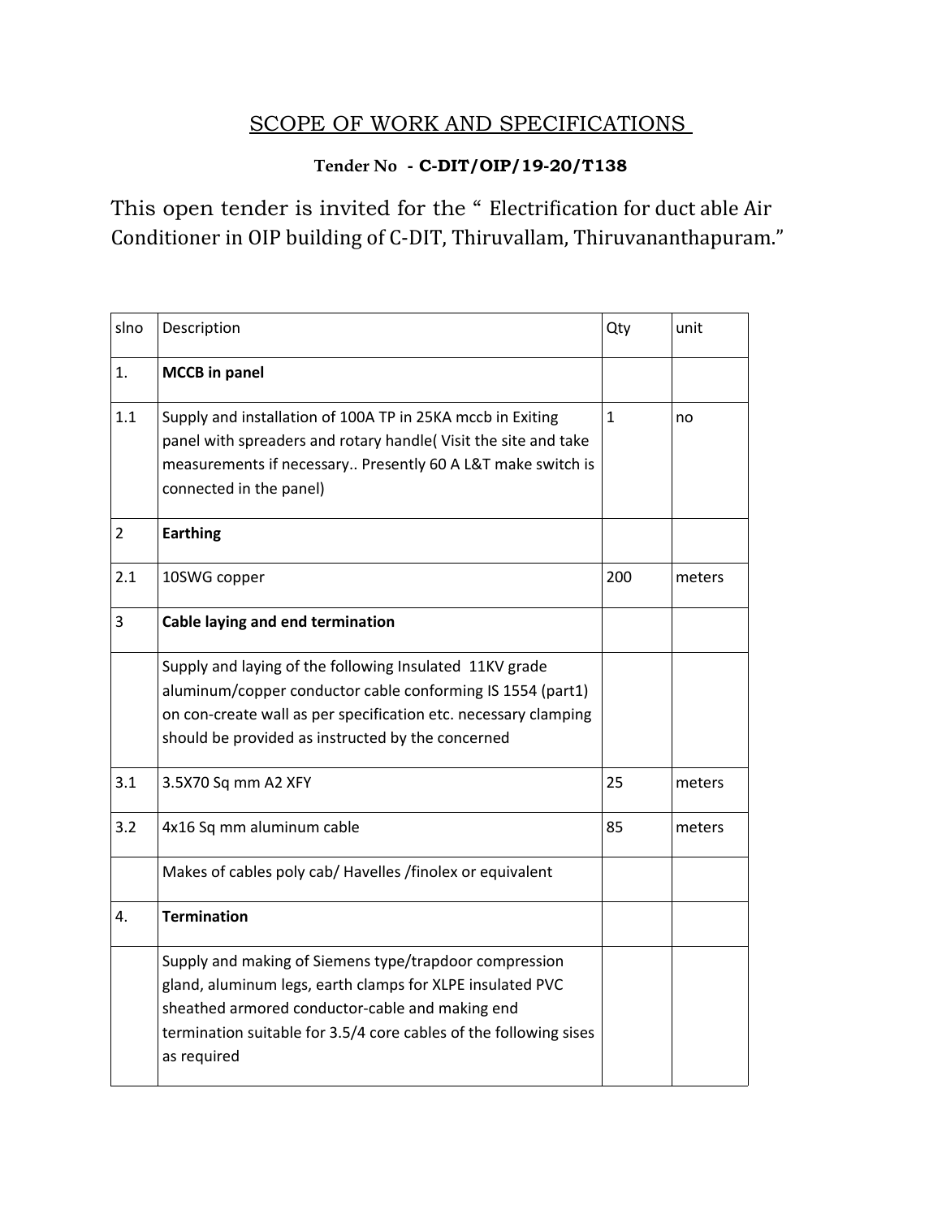## SCOPE OF WORK AND SPECIFICATIONS

**Tender No - C-DIT/OIP/19-20/T138**

This open tender is invited for the " Electrification for duct able Air Conditioner in OIP building of C-DIT, Thiruvallam, Thiruvananthapuram."

| slno | Description | Qty | unit |
|---|---|---|---|
| 1. | **MCCB in panel** | | |
| 1.1 | Supply and installation of 100A TP in 25KA mccb in Exiting panel with spreaders and rotary handle( Visit the site and take measurements if necessary.. Presently 60 A L&T make switch is connected in the panel) | 1 | no |
| 2 | **Earthing** | | |
| 2.1 | 10SWG copper | 200 | meters |
| 3 | **Cable laying and end termination** | | |
| | Supply and laying of the following Insulated 11KV grade aluminum/copper conductor cable conforming IS 1554 (part1) on con-create wall as per specification etc. necessary clamping should be provided as instructed by the concerned | | |
| 3.1 | 3.5X70 Sq mm A2 XFY | 25 | meters |
| 3.2 | 4x16 Sq mm aluminum cable | 85 | meters |
| | Makes of cables poly cab/ Havelles /finolex or equivalent | | |
| 4. | **Termination** | | |
| | Supply and making of Siemens type/trapdoor compression gland, aluminum legs, earth clamps for XLPE insulated PVC sheathed armored conductor-cable and making end termination suitable for 3.5/4 core cables of the following sises as required | | |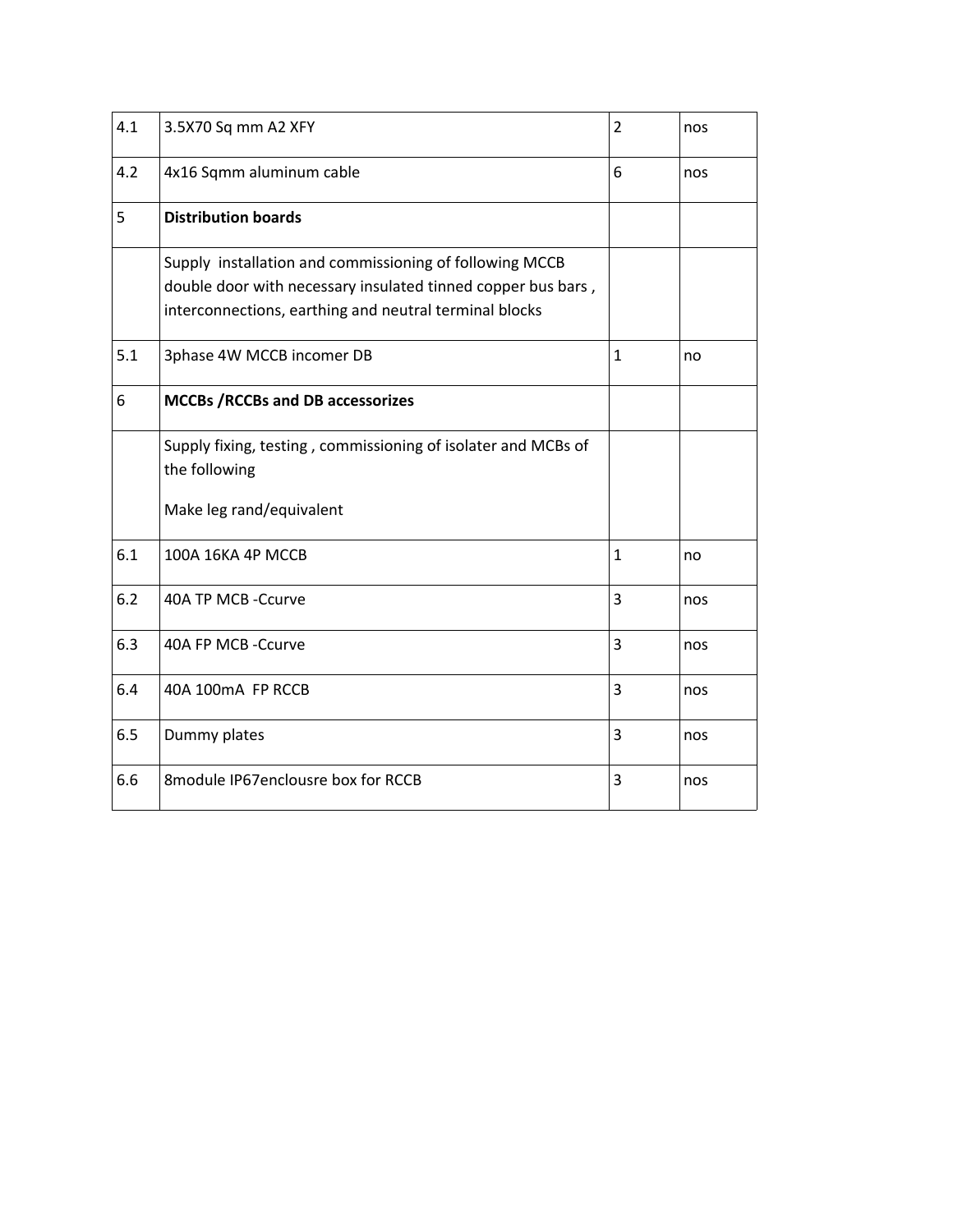| | | | |
|---|---|---|---|
| 4.1 | 3.5X70 Sq mm A2 XFY | 2 | nos |
| 4.2 | 4x16 Sqmm aluminum cable | 6 | nos |
| 5 | **Distribution boards** | | |
| | Supply installation and commissioning of following MCCB double door with necessary insulated tinned copper bus bars , interconnections, earthing and neutral terminal blocks | | |
| 5.1 | 3phase 4W MCCB incomer DB | 1 | no |
| 6 | **MCCBs /RCCBs and DB accessorizes** | | |
| | Supply fixing, testing , commissioning of isolater and MCBs of the following<br><br>Make leg rand/equivalent | | |
| 6.1 | 100A 16KA 4P MCCB | 1 | no |
| 6.2 | 40A TP MCB -Ccurve | 3 | nos |
| 6.3 | 40A FP MCB -Ccurve | 3 | nos |
| 6.4 | 40A 100mA FP RCCB | 3 | nos |
| 6.5 | Dummy plates | 3 | nos |
| 6.6 | 8module IP67enclousre box for RCCB | 3 | nos |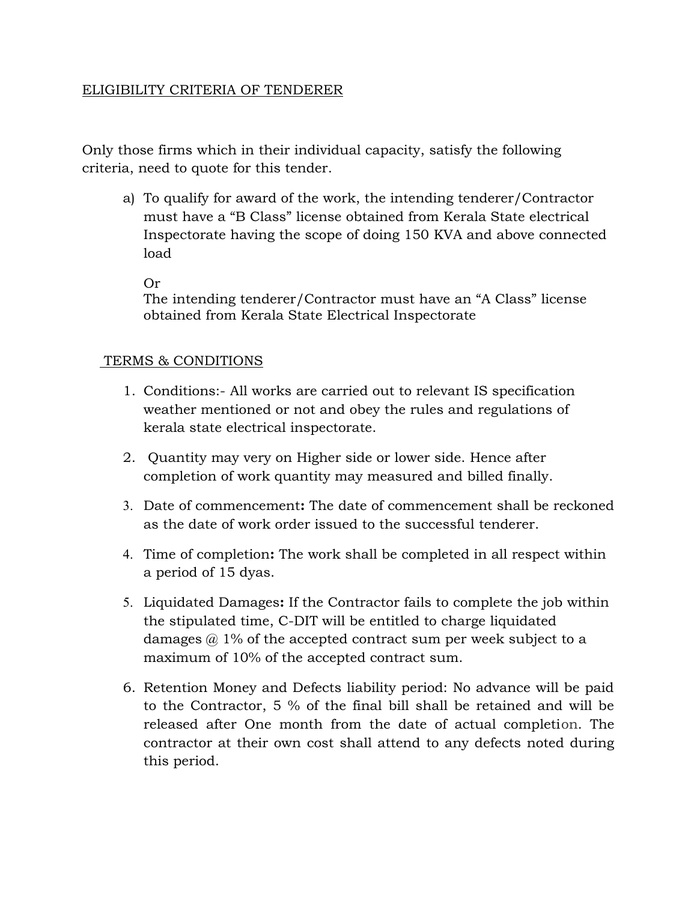ELIGIBILITY CRITERIA OF TENDERER

Only those firms which in their individual capacity, satisfy the following criteria, need to quote for this tender.

a) To qualify for award of the work, the intending tenderer/Contractor must have a "B Class" license obtained from Kerala State electrical Inspectorate having the scope of doing 150 KVA and above connected load

   Or
   The intending tenderer/Contractor must have an "A Class" license obtained from Kerala State Electrical Inspectorate

TERMS & CONDITIONS

1. Conditions:- All works are carried out to relevant IS specification weather mentioned or not and obey the rules and regulations of kerala state electrical inspectorate.
2. Quantity may very on Higher side or lower side. Hence after completion of work quantity may measured and billed finally.
3. Date of commencement**:** The date of commencement shall be reckoned as the date of work order issued to the successful tenderer.
4. Time of completion**:** The work shall be completed in all respect within a period of 15 dyas.
5. Liquidated Damages**:** If the Contractor fails to complete the job within the stipulated time, C-DIT will be entitled to charge liquidated damages @ 1% of the accepted contract sum per week subject to a maximum of 10% of the accepted contract sum.
6. Retention Money and Defects liability period: No advance will be paid to the Contractor, 5 % of the final bill shall be retained and will be released after One month from the date of actual completion. The contractor at their own cost shall attend to any defects noted during this period.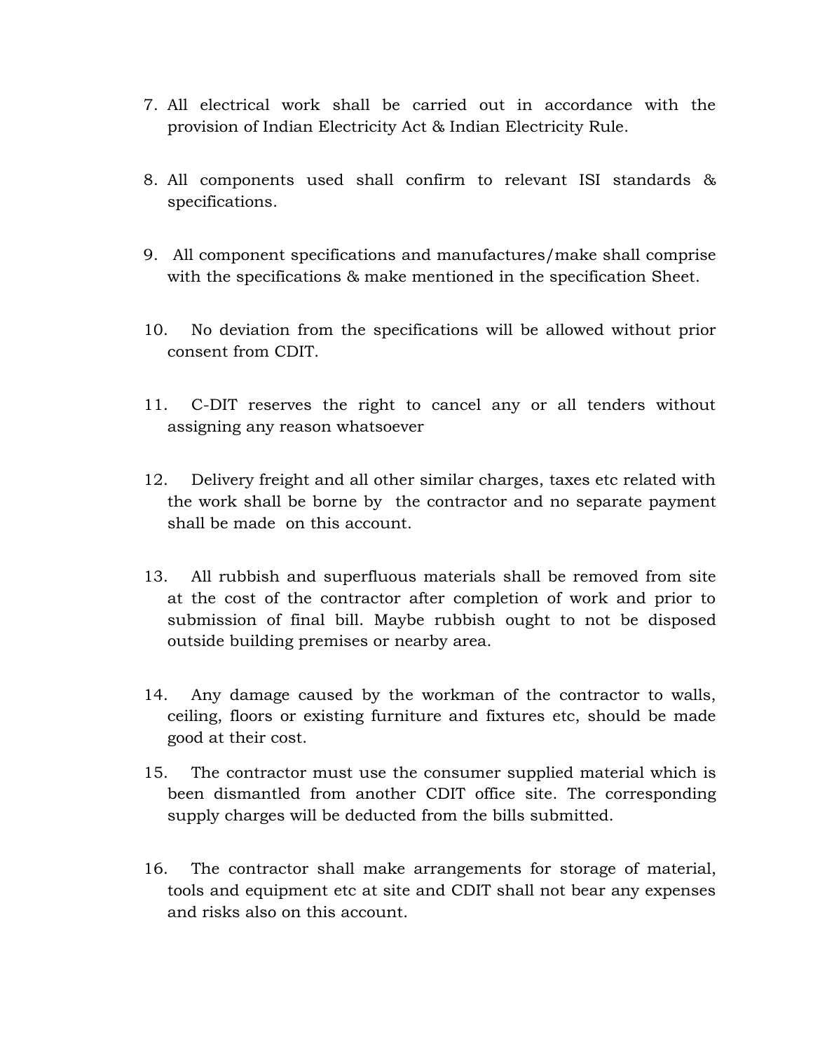7. All electrical work shall be carried out in accordance with the provision of Indian Electricity Act & Indian Electricity Rule.

8. All components used shall confirm to relevant ISI standards & specifications.

9. All component specifications and manufactures/make shall comprise with the specifications & make mentioned in the specification Sheet.

10. No deviation from the specifications will be allowed without prior consent from CDIT.

11. C-DIT reserves the right to cancel any or all tenders without assigning any reason whatsoever

12. Delivery freight and all other similar charges, taxes etc related with the work shall be borne by the contractor and no separate payment shall be made on this account.

13. All rubbish and superfluous materials shall be removed from site at the cost of the contractor after completion of work and prior to submission of final bill. Maybe rubbish ought to not be disposed outside building premises or nearby area.

14. Any damage caused by the workman of the contractor to walls, ceiling, floors or existing furniture and fixtures etc, should be made good at their cost.

15. The contractor must use the consumer supplied material which is been dismantled from another CDIT office site. The corresponding supply charges will be deducted from the bills submitted.

16. The contractor shall make arrangements for storage of material, tools and equipment etc at site and CDIT shall not bear any expenses and risks also on this account.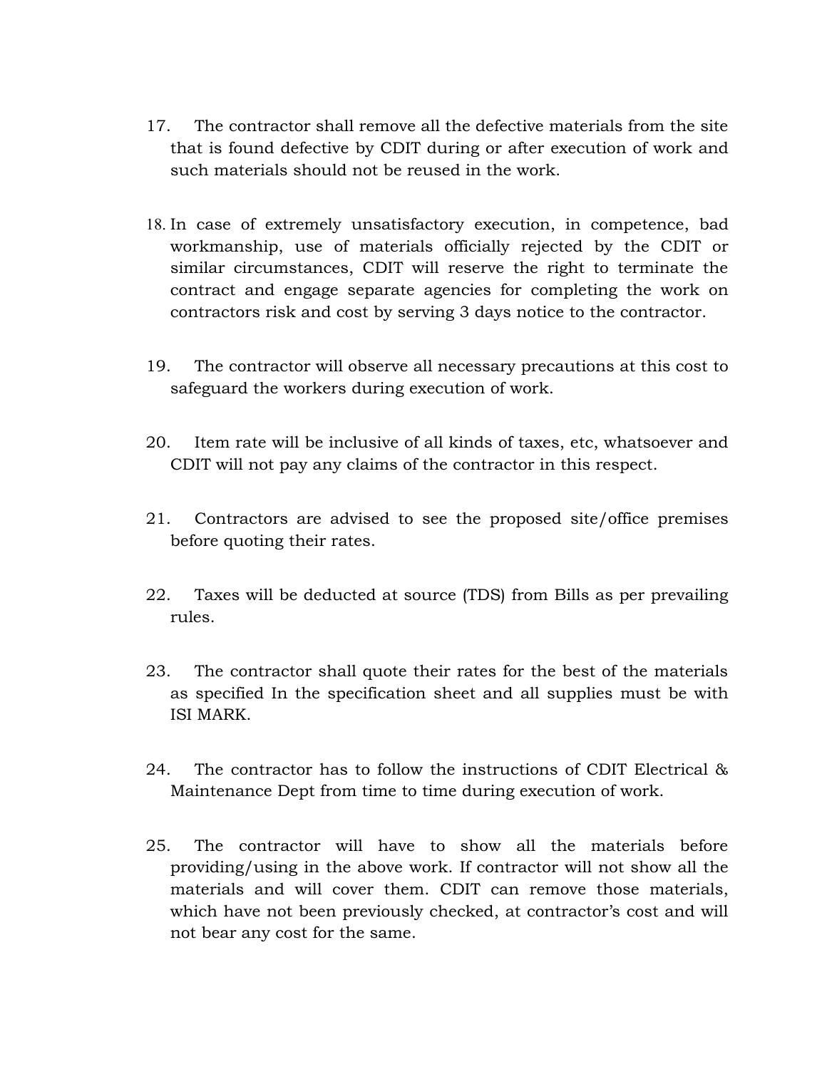17. The contractor shall remove all the defective materials from the site that is found defective by CDIT during or after execution of work and such materials should not be reused in the work.

18. In case of extremely unsatisfactory execution, in competence, bad workmanship, use of materials officially rejected by the CDIT or similar circumstances, CDIT will reserve the right to terminate the contract and engage separate agencies for completing the work on contractors risk and cost by serving 3 days notice to the contractor.

19. The contractor will observe all necessary precautions at this cost to safeguard the workers during execution of work.

20. Item rate will be inclusive of all kinds of taxes, etc, whatsoever and CDIT will not pay any claims of the contractor in this respect.

21. Contractors are advised to see the proposed site/office premises before quoting their rates.

22. Taxes will be deducted at source (TDS) from Bills as per prevailing rules.

23. The contractor shall quote their rates for the best of the materials as specified In the specification sheet and all supplies must be with ISI MARK.

24. The contractor has to follow the instructions of CDIT Electrical & Maintenance Dept from time to time during execution of work.

25. The contractor will have to show all the materials before providing/using in the above work. If contractor will not show all the materials and will cover them. CDIT can remove those materials, which have not been previously checked, at contractor's cost and will not bear any cost for the same.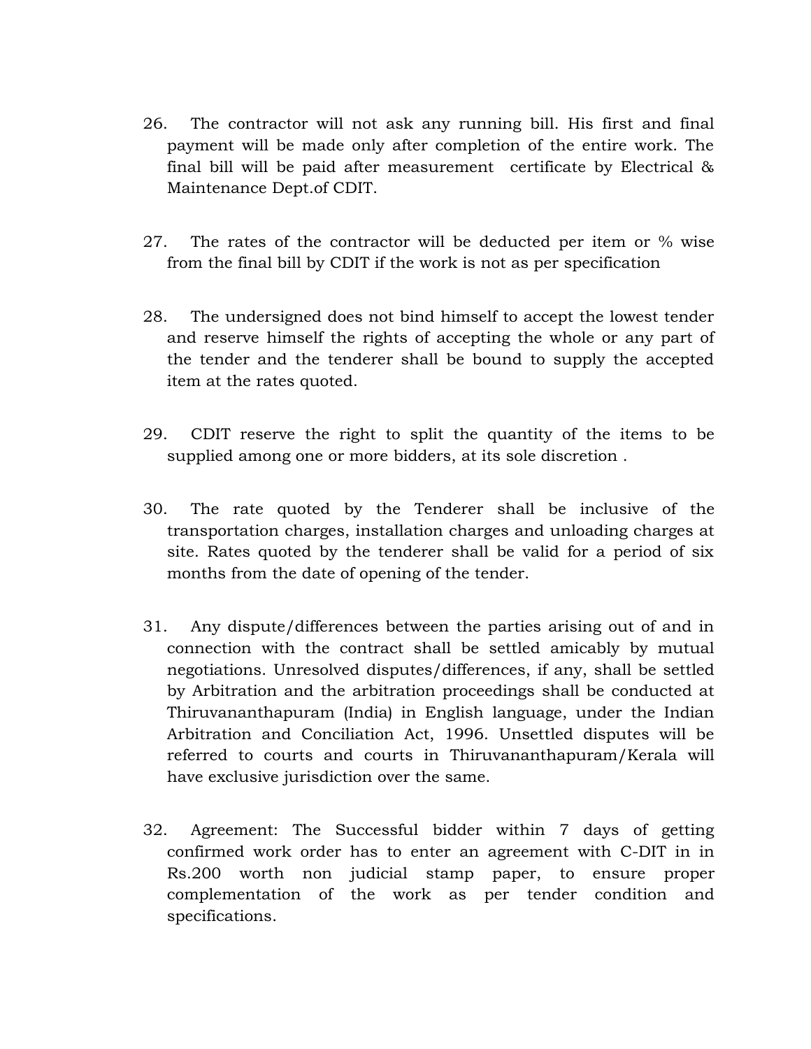26. The contractor will not ask any running bill. His first and final payment will be made only after completion of the entire work. The final bill will be paid after measurement certificate by Electrical & Maintenance Dept.of CDIT.

27. The rates of the contractor will be deducted per item or % wise from the final bill by CDIT if the work is not as per specification

28. The undersigned does not bind himself to accept the lowest tender and reserve himself the rights of accepting the whole or any part of the tender and the tenderer shall be bound to supply the accepted item at the rates quoted.

29. CDIT reserve the right to split the quantity of the items to be supplied among one or more bidders, at its sole discretion .

30. The rate quoted by the Tenderer shall be inclusive of the transportation charges, installation charges and unloading charges at site. Rates quoted by the tenderer shall be valid for a period of six months from the date of opening of the tender.

31. Any dispute/differences between the parties arising out of and in connection with the contract shall be settled amicably by mutual negotiations. Unresolved disputes/differences, if any, shall be settled by Arbitration and the arbitration proceedings shall be conducted at Thiruvananthapuram (India) in English language, under the Indian Arbitration and Conciliation Act, 1996. Unsettled disputes will be referred to courts and courts in Thiruvananthapuram/Kerala will have exclusive jurisdiction over the same.

32. Agreement: The Successful bidder within 7 days of getting confirmed work order has to enter an agreement with C-DIT in in Rs.200 worth non judicial stamp paper, to ensure proper complementation of the work as per tender condition and specifications.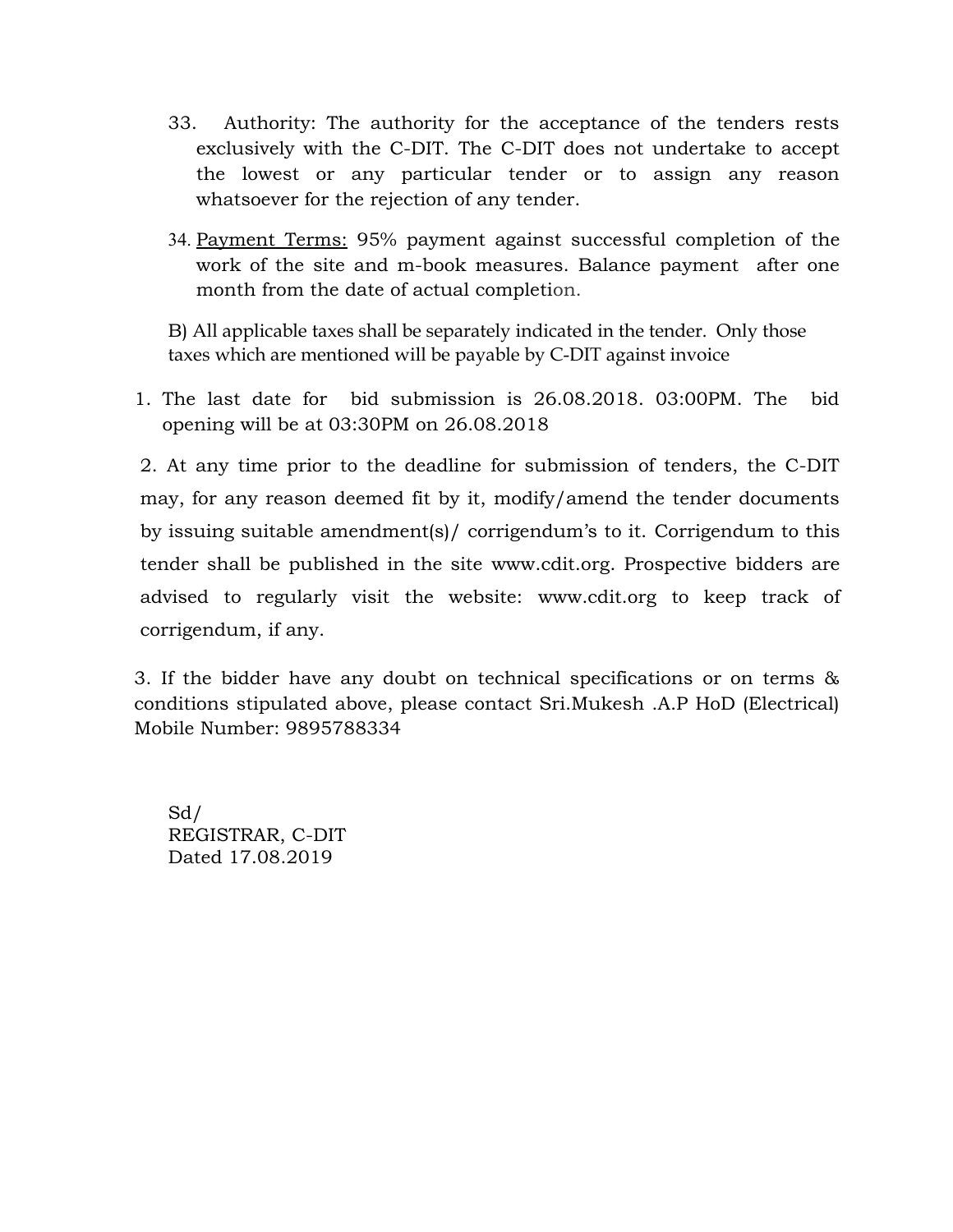33. Authority: The authority for the acceptance of the tenders rests exclusively with the C-DIT. The C-DIT does not undertake to accept the lowest or any particular tender or to assign any reason whatsoever for the rejection of any tender.

34. Payment Terms: 95% payment against successful completion of the work of the site and m-book measures. Balance payment after one month from the date of actual completion.

B) All applicable taxes shall be separately indicated in the tender. Only those taxes which are mentioned will be payable by C-DIT against invoice

1. The last date for bid submission is 26.08.2018. 03:00PM. The bid opening will be at 03:30PM on 26.08.2018

2. At any time prior to the deadline for submission of tenders, the C-DIT may, for any reason deemed fit by it, modify/amend the tender documents by issuing suitable amendment(s)/ corrigendum's to it. Corrigendum to this tender shall be published in the site www.cdit.org. Prospective bidders are advised to regularly visit the website: www.cdit.org to keep track of corrigendum, if any.

3. If the bidder have any doubt on technical specifications or on terms & conditions stipulated above, please contact Sri.Mukesh .A.P HoD (Electrical) Mobile Number: 9895788334

Sd/
REGISTRAR, C-DIT
Dated 17.08.2019